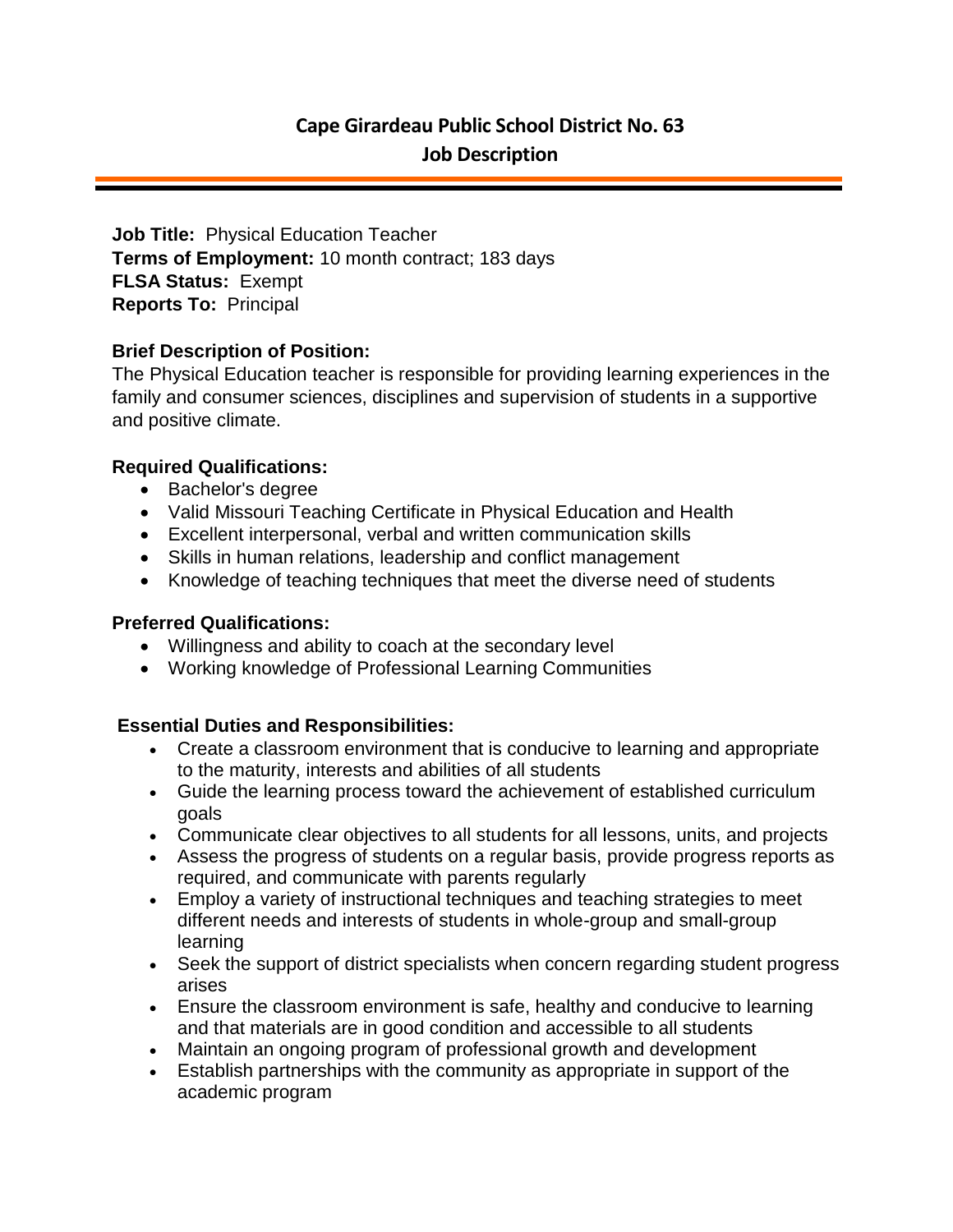# Cape Girardeau Public School District No. 63

## Job Description

**Job Title:** Physical Education Teacher
**Terms of Employment:** 10 month contract; 183 days
**FLSA Status:** Exempt
**Reports To:** Principal

**Brief Description of Position:**
The Physical Education teacher is responsible for providing learning experiences in the family and consumer sciences, disciplines and supervision of students in a supportive and positive climate.

**Required Qualifications:**

- Bachelor's degree
- Valid Missouri Teaching Certificate in Physical Education and Health
- Excellent interpersonal, verbal and written communication skills
- Skills in human relations, leadership and conflict management
- Knowledge of teaching techniques that meet the diverse need of students

**Preferred Qualifications:**

- Willingness and ability to coach at the secondary level
- Working knowledge of Professional Learning Communities

**Essential Duties and Responsibilities:**

- Create a classroom environment that is conducive to learning and appropriate to the maturity, interests and abilities of all students
- Guide the learning process toward the achievement of established curriculum goals
- Communicate clear objectives to all students for all lessons, units, and projects
- Assess the progress of students on a regular basis, provide progress reports as required, and communicate with parents regularly
- Employ a variety of instructional techniques and teaching strategies to meet different needs and interests of students in whole-group and small-group learning
- Seek the support of district specialists when concern regarding student progress arises
- Ensure the classroom environment is safe, healthy and conducive to learning and that materials are in good condition and accessible to all students
- Maintain an ongoing program of professional growth and development
- Establish partnerships with the community as appropriate in support of the academic program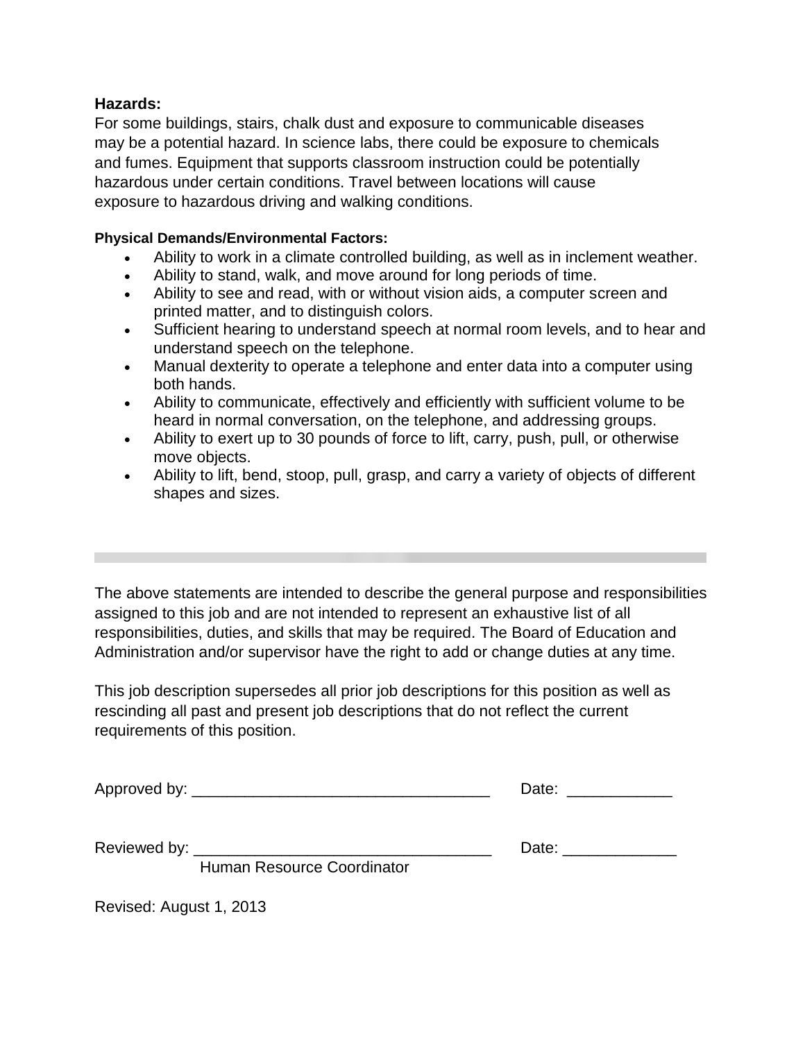**Hazards:**

For some buildings, stairs, chalk dust and exposure to communicable diseases may be a potential hazard. In science labs, there could be exposure to chemicals and fumes. Equipment that supports classroom instruction could be potentially hazardous under certain conditions. Travel between locations will cause exposure to hazardous driving and walking conditions.

**Physical Demands/Environmental Factors:**

- Ability to work in a climate controlled building, as well as in inclement weather.
- Ability to stand, walk, and move around for long periods of time.
- Ability to see and read, with or without vision aids, a computer screen and printed matter, and to distinguish colors.
- Sufficient hearing to understand speech at normal room levels, and to hear and understand speech on the telephone.
- Manual dexterity to operate a telephone and enter data into a computer using both hands.
- Ability to communicate, effectively and efficiently with sufficient volume to be heard in normal conversation, on the telephone, and addressing groups.
- Ability to exert up to 30 pounds of force to lift, carry, push, pull, or otherwise move objects.
- Ability to lift, bend, stoop, pull, grasp, and carry a variety of objects of different shapes and sizes.

---

The above statements are intended to describe the general purpose and responsibilities assigned to this job and are not intended to represent an exhaustive list of all responsibilities, duties, and skills that may be required. The Board of Education and Administration and/or supervisor have the right to add or change duties at any time.

This job description supersedes all prior job descriptions for this position as well as rescinding all past and present job descriptions that do not reflect the current requirements of this position.

Approved by: ___________________________________ Date: ____________

Reviewed by: ___________________________________ Date: _____________
Human Resource Coordinator

Revised: August 1, 2013